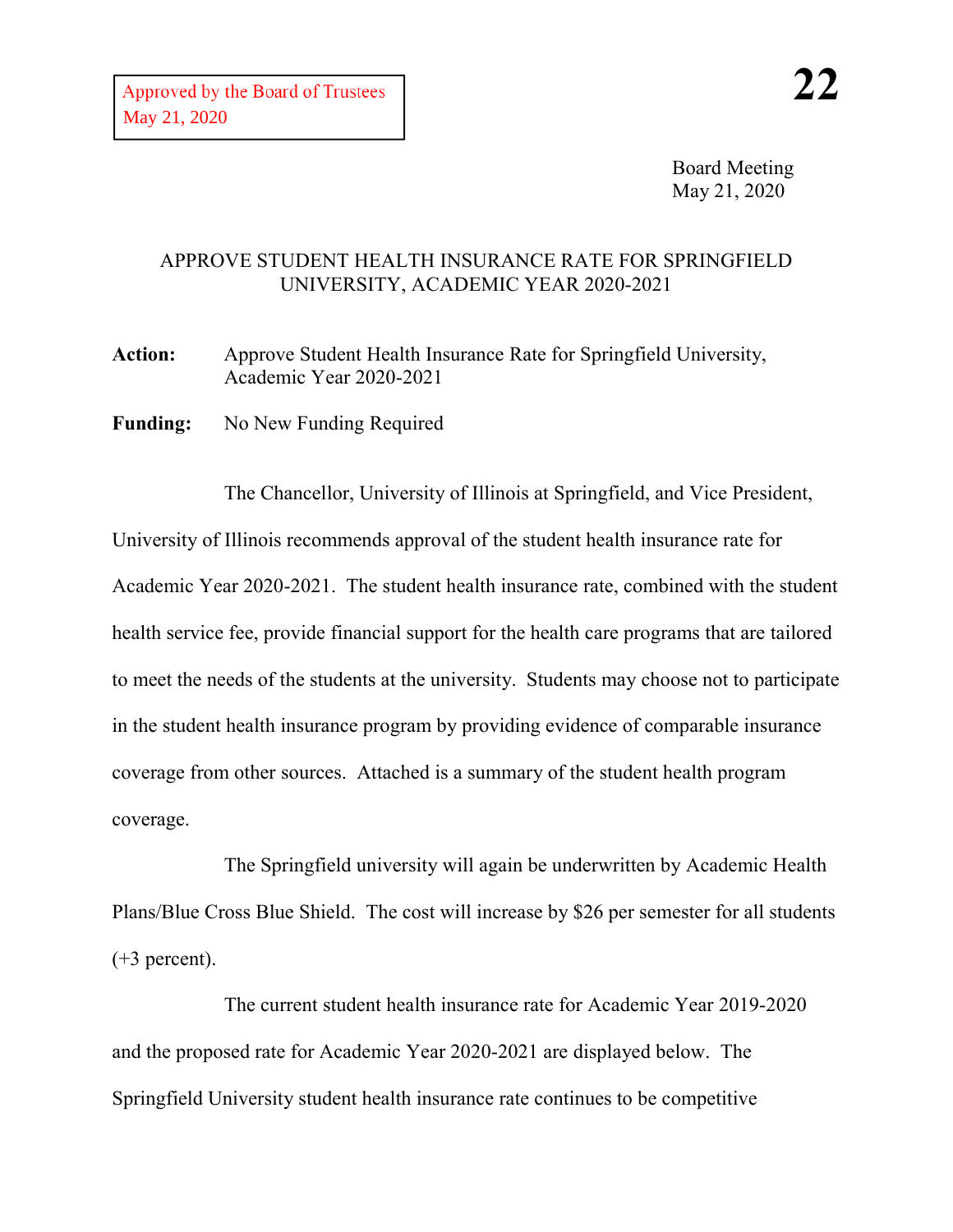Approved by the Board of Trustees
May 21, 2020

**22**

Board Meeting
May 21, 2020

APPROVE STUDENT HEALTH INSURANCE RATE FOR SPRINGFIELD UNIVERSITY, ACADEMIC YEAR 2020-2021

**Action:** Approve Student Health Insurance Rate for Springfield University, Academic Year 2020-2021

**Funding:** No New Funding Required

The Chancellor, University of Illinois at Springfield, and Vice President, University of Illinois recommends approval of the student health insurance rate for Academic Year 2020-2021. The student health insurance rate, combined with the student health service fee, provide financial support for the health care programs that are tailored to meet the needs of the students at the university. Students may choose not to participate in the student health insurance program by providing evidence of comparable insurance coverage from other sources. Attached is a summary of the student health program coverage.

The Springfield university will again be underwritten by Academic Health Plans/Blue Cross Blue Shield. The cost will increase by $26 per semester for all students (+3 percent).

The current student health insurance rate for Academic Year 2019-2020 and the proposed rate for Academic Year 2020-2021 are displayed below. The Springfield University student health insurance rate continues to be competitive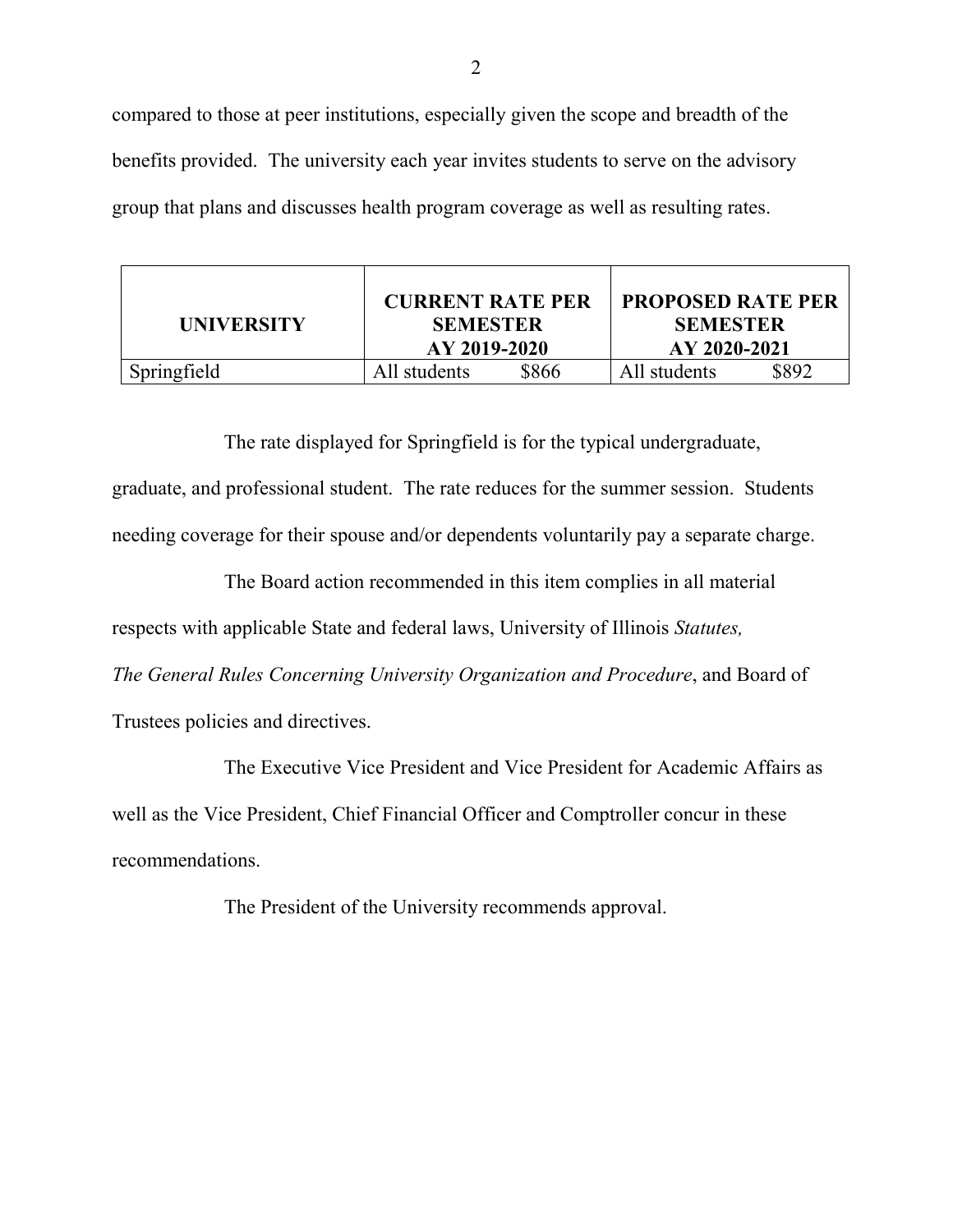compared to those at peer institutions, especially given the scope and breadth of the benefits provided. The university each year invites students to serve on the advisory group that plans and discusses health program coverage as well as resulting rates.

| UNIVERSITY | CURRENT RATE PER SEMESTER AY 2019-2020 | | PROPOSED RATE PER SEMESTER AY 2020-2021 | |
|---|---|---|---|---|
| Springfield | All students | $866 | All students | $892 |

The rate displayed for Springfield is for the typical undergraduate, graduate, and professional student. The rate reduces for the summer session. Students needing coverage for their spouse and/or dependents voluntarily pay a separate charge.

The Board action recommended in this item complies in all material respects with applicable State and federal laws, University of Illinois *Statutes, The General Rules Concerning University Organization and Procedure*, and Board of Trustees policies and directives.

The Executive Vice President and Vice President for Academic Affairs as well as the Vice President, Chief Financial Officer and Comptroller concur in these recommendations.

The President of the University recommends approval.